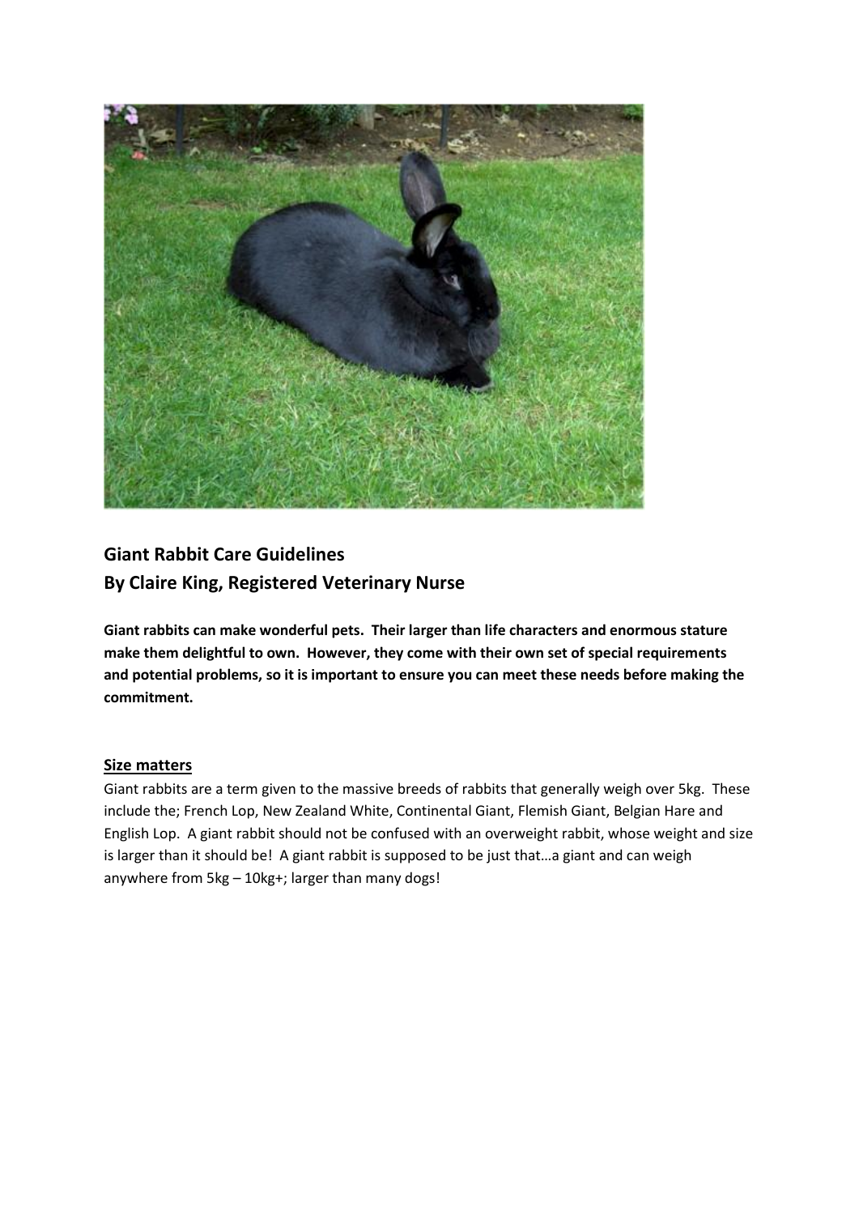## Giant Rabbit Care Guidelines
## By Claire King, Registered Veterinary Nurse

**Giant rabbits can make wonderful pets. Their larger than life characters and enormous stature make them delightful to own. However, they come with their own set of special requirements and potential problems, so it is important to ensure you can meet these needs before making the commitment.**

### Size matters

Giant rabbits are a term given to the massive breeds of rabbits that generally weigh over 5kg. These include the; French Lop, New Zealand White, Continental Giant, Flemish Giant, Belgian Hare and English Lop. A giant rabbit should not be confused with an overweight rabbit, whose weight and size is larger than it should be! A giant rabbit is supposed to be just that…a giant and can weigh anywhere from 5kg – 10kg+; larger than many dogs!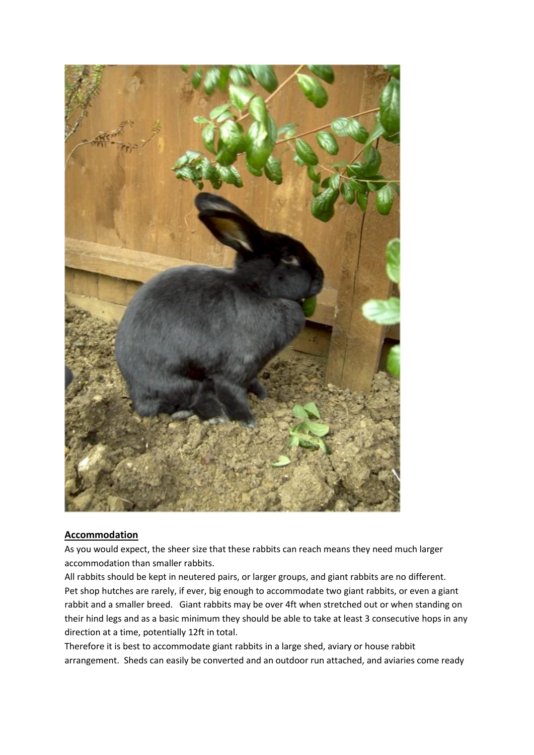**Accommodation**

As you would expect, the sheer size that these rabbits can reach means they need much larger accommodation than smaller rabbits.

All rabbits should be kept in neutered pairs, or larger groups, and giant rabbits are no different. Pet shop hutches are rarely, if ever, big enough to accommodate two giant rabbits, or even a giant rabbit and a smaller breed. Giant rabbits may be over 4ft when stretched out or when standing on their hind legs and as a basic minimum they should be able to take at least 3 consecutive hops in any direction at a time, potentially 12ft in total.

Therefore it is best to accommodate giant rabbits in a large shed, aviary or house rabbit arrangement. Sheds can easily be converted and an outdoor run attached, and aviaries come ready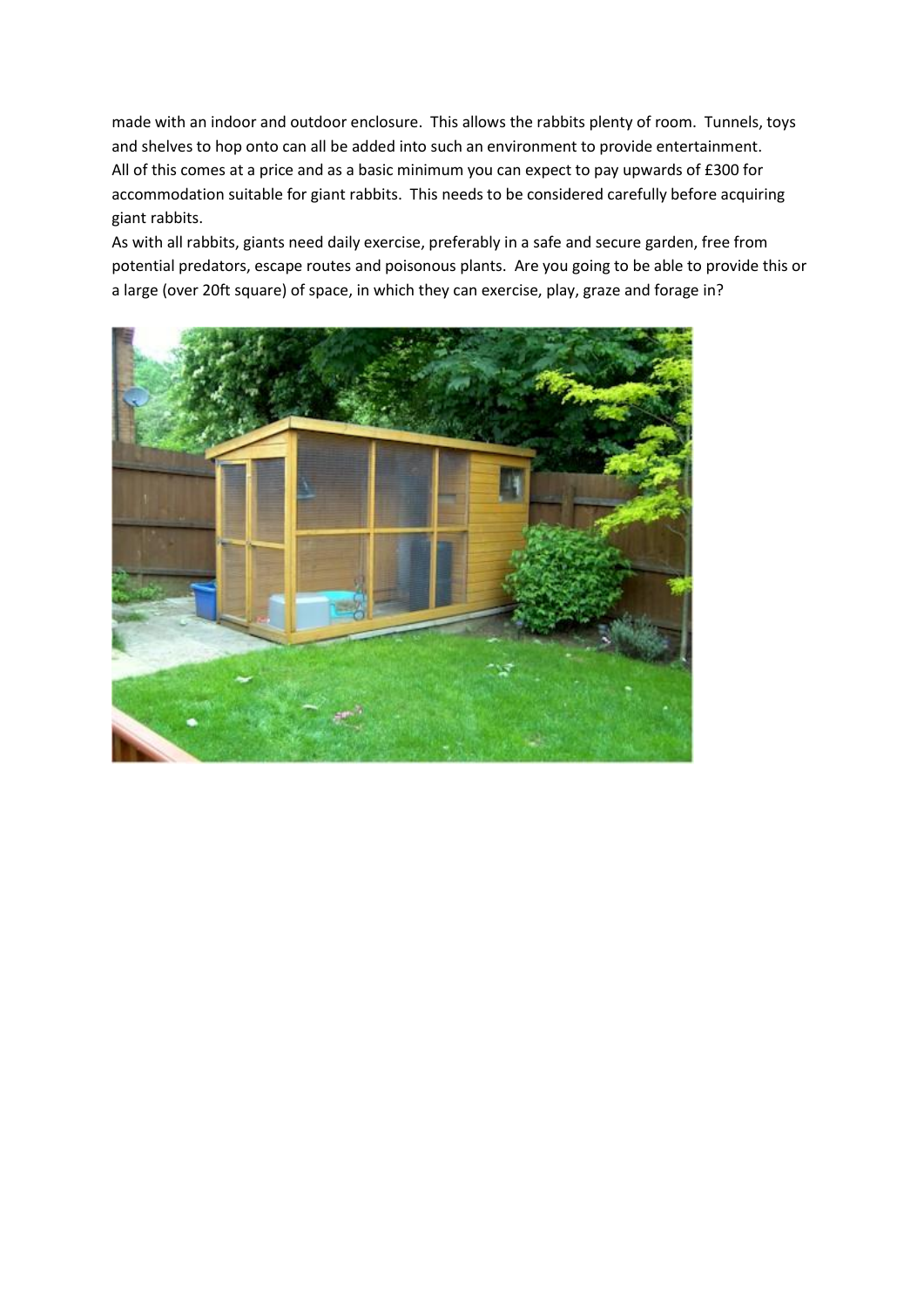made with an indoor and outdoor enclosure. This allows the rabbits plenty of room. Tunnels, toys and shelves to hop onto can all be added into such an environment to provide entertainment.

All of this comes at a price and as a basic minimum you can expect to pay upwards of £300 for accommodation suitable for giant rabbits. This needs to be considered carefully before acquiring giant rabbits.

As with all rabbits, giants need daily exercise, preferably in a safe and secure garden, free from potential predators, escape routes and poisonous plants. Are you going to be able to provide this or a large (over 20ft square) of space, in which they can exercise, play, graze and forage in?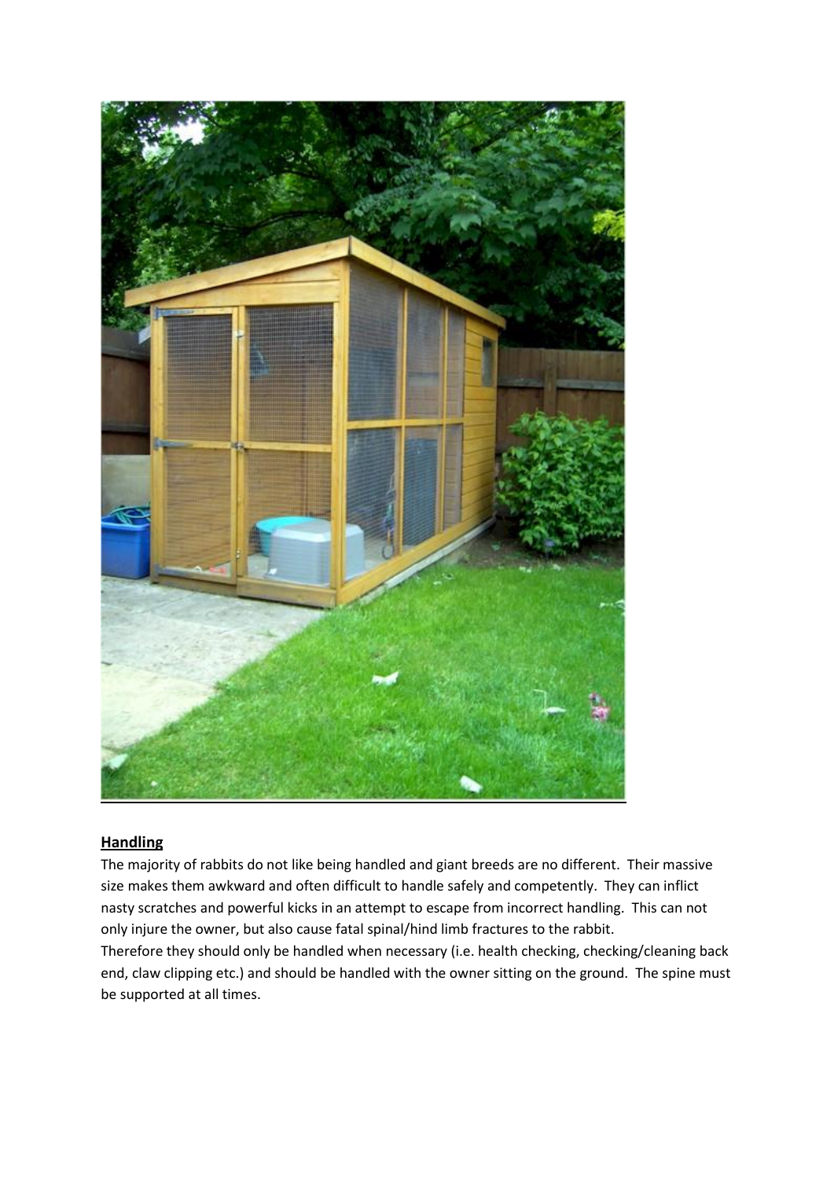## Handling

The majority of rabbits do not like being handled and giant breeds are no different. Their massive size makes them awkward and often difficult to handle safely and competently. They can inflict nasty scratches and powerful kicks in an attempt to escape from incorrect handling. This can not only injure the owner, but also cause fatal spinal/hind limb fractures to the rabbit.

Therefore they should only be handled when necessary (i.e. health checking, checking/cleaning back end, claw clipping etc.) and should be handled with the owner sitting on the ground. The spine must be supported at all times.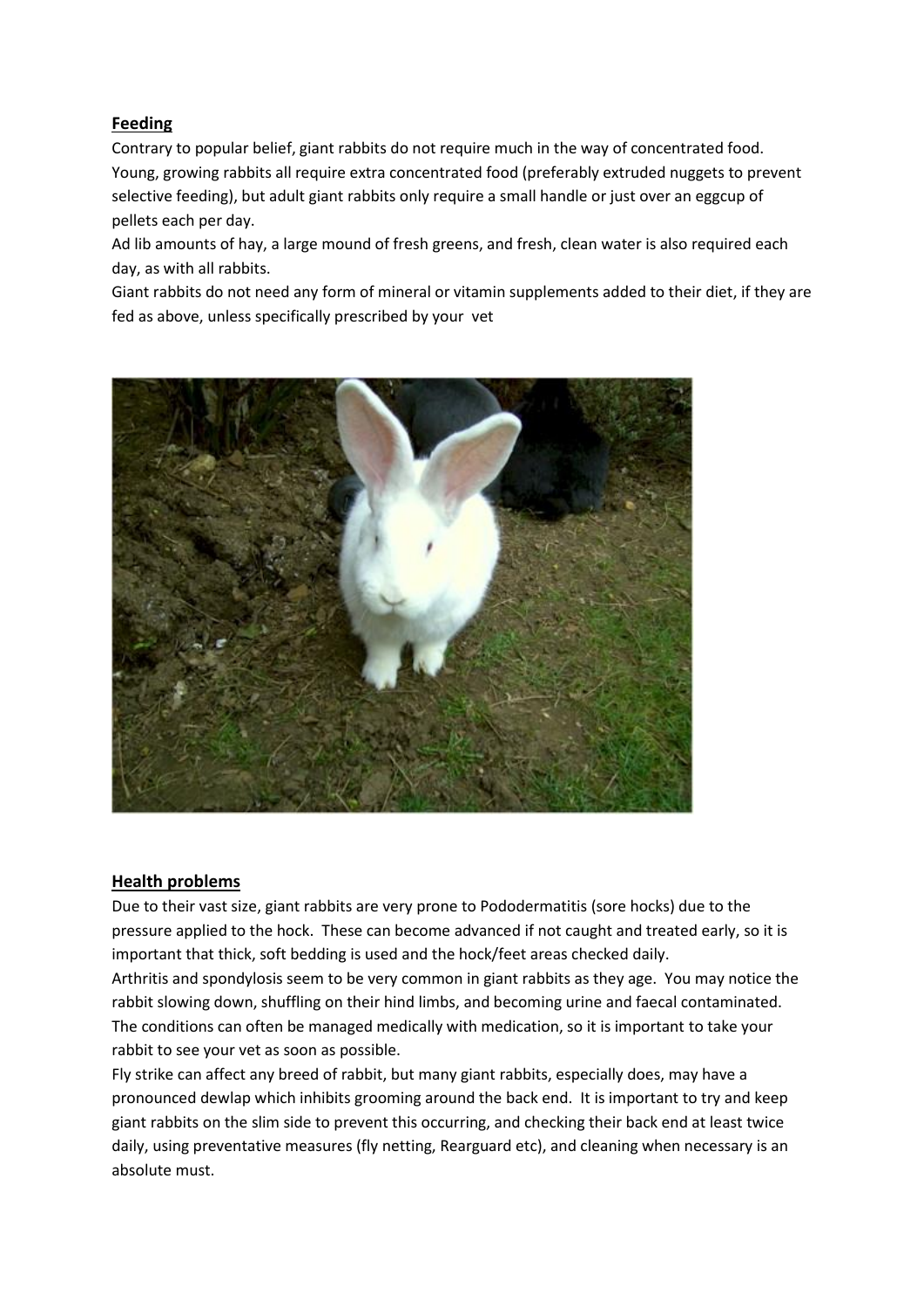## Feeding

Contrary to popular belief, giant rabbits do not require much in the way of concentrated food. Young, growing rabbits all require extra concentrated food (preferably extruded nuggets to prevent selective feeding), but adult giant rabbits only require a small handle or just over an eggcup of pellets each per day.

Ad lib amounts of hay, a large mound of fresh greens, and fresh, clean water is also required each day, as with all rabbits.

Giant rabbits do not need any form of mineral or vitamin supplements added to their diet, if they are fed as above, unless specifically prescribed by your vet

## Health problems

Due to their vast size, giant rabbits are very prone to Pododermatitis (sore hocks) due to the pressure applied to the hock. These can become advanced if not caught and treated early, so it is important that thick, soft bedding is used and the hock/feet areas checked daily.

Arthritis and spondylosis seem to be very common in giant rabbits as they age. You may notice the rabbit slowing down, shuffling on their hind limbs, and becoming urine and faecal contaminated. The conditions can often be managed medically with medication, so it is important to take your rabbit to see your vet as soon as possible.

Fly strike can affect any breed of rabbit, but many giant rabbits, especially does, may have a pronounced dewlap which inhibits grooming around the back end. It is important to try and keep giant rabbits on the slim side to prevent this occurring, and checking their back end at least twice daily, using preventative measures (fly netting, Rearguard etc), and cleaning when necessary is an absolute must.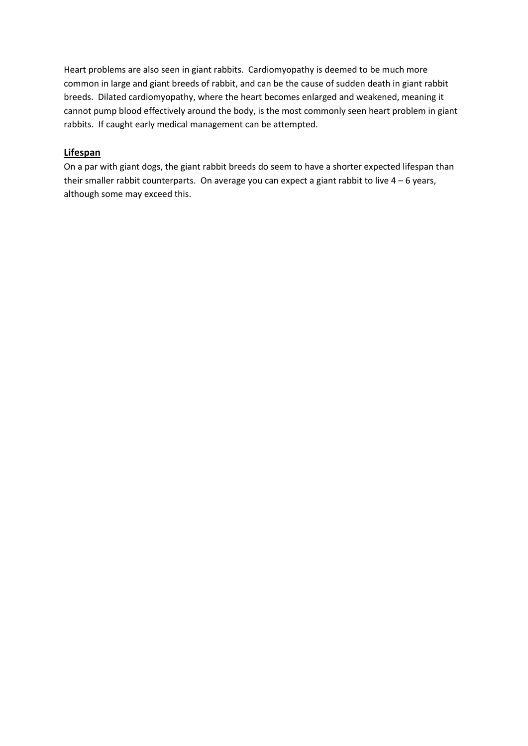Heart problems are also seen in giant rabbits. Cardiomyopathy is deemed to be much more common in large and giant breeds of rabbit, and can be the cause of sudden death in giant rabbit breeds. Dilated cardiomyopathy, where the heart becomes enlarged and weakened, meaning it cannot pump blood effectively around the body, is the most commonly seen heart problem in giant rabbits. If caught early medical management can be attempted.

## Lifespan

On a par with giant dogs, the giant rabbit breeds do seem to have a shorter expected lifespan than their smaller rabbit counterparts. On average you can expect a giant rabbit to live 4 – 6 years, although some may exceed this.